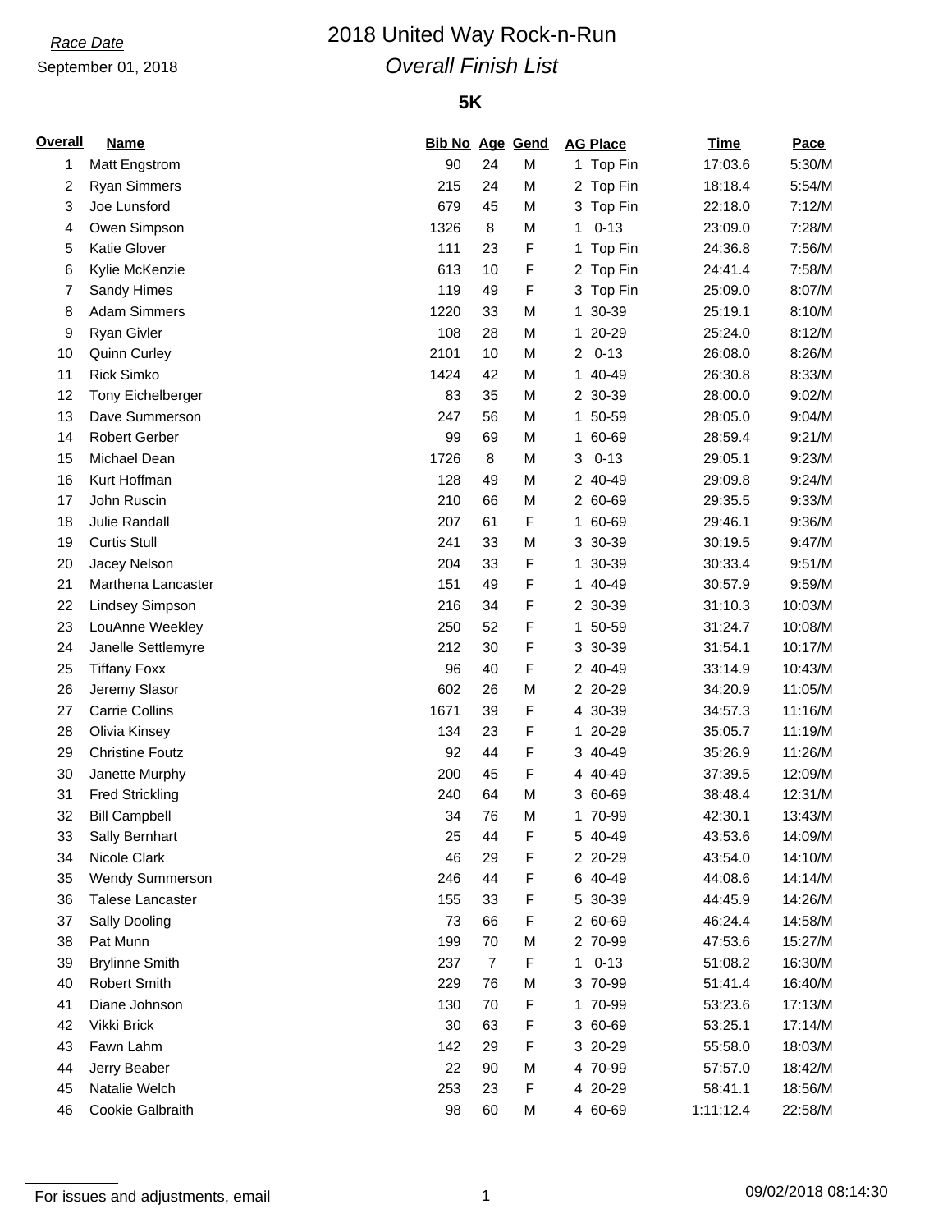*Race Date*

September 01, 2018

# 2018 United Way Rock-n-Run

## *Overall Finish List*

### 5K

| Overall | Name | Bib No | Age | Gend | AG Place | Time | Pace |
|---|---|---|---|---|---|---|---|
| 1 | Matt Engstrom | 90 | 24 | M | 1 Top Fin | 17:03.6 | 5:30/M |
| 2 | Ryan Simmers | 215 | 24 | M | 2 Top Fin | 18:18.4 | 5:54/M |
| 3 | Joe Lunsford | 679 | 45 | M | 3 Top Fin | 22:18.0 | 7:12/M |
| 4 | Owen Simpson | 1326 | 8 | M | 1 0-13 | 23:09.0 | 7:28/M |
| 5 | Katie Glover | 111 | 23 | F | 1 Top Fin | 24:36.8 | 7:56/M |
| 6 | Kylie McKenzie | 613 | 10 | F | 2 Top Fin | 24:41.4 | 7:58/M |
| 7 | Sandy Himes | 119 | 49 | F | 3 Top Fin | 25:09.0 | 8:07/M |
| 8 | Adam Simmers | 1220 | 33 | M | 1 30-39 | 25:19.1 | 8:10/M |
| 9 | Ryan Givler | 108 | 28 | M | 1 20-29 | 25:24.0 | 8:12/M |
| 10 | Quinn Curley | 2101 | 10 | M | 2 0-13 | 26:08.0 | 8:26/M |
| 11 | Rick Simko | 1424 | 42 | M | 1 40-49 | 26:30.8 | 8:33/M |
| 12 | Tony Eichelberger | 83 | 35 | M | 2 30-39 | 28:00.0 | 9:02/M |
| 13 | Dave Summerson | 247 | 56 | M | 1 50-59 | 28:05.0 | 9:04/M |
| 14 | Robert Gerber | 99 | 69 | M | 1 60-69 | 28:59.4 | 9:21/M |
| 15 | Michael Dean | 1726 | 8 | M | 3 0-13 | 29:05.1 | 9:23/M |
| 16 | Kurt Hoffman | 128 | 49 | M | 2 40-49 | 29:09.8 | 9:24/M |
| 17 | John Ruscin | 210 | 66 | M | 2 60-69 | 29:35.5 | 9:33/M |
| 18 | Julie Randall | 207 | 61 | F | 1 60-69 | 29:46.1 | 9:36/M |
| 19 | Curtis Stull | 241 | 33 | M | 3 30-39 | 30:19.5 | 9:47/M |
| 20 | Jacey Nelson | 204 | 33 | F | 1 30-39 | 30:33.4 | 9:51/M |
| 21 | Marthena Lancaster | 151 | 49 | F | 1 40-49 | 30:57.9 | 9:59/M |
| 22 | Lindsey Simpson | 216 | 34 | F | 2 30-39 | 31:10.3 | 10:03/M |
| 23 | LouAnne Weekley | 250 | 52 | F | 1 50-59 | 31:24.7 | 10:08/M |
| 24 | Janelle Settlemyre | 212 | 30 | F | 3 30-39 | 31:54.1 | 10:17/M |
| 25 | Tiffany Foxx | 96 | 40 | F | 2 40-49 | 33:14.9 | 10:43/M |
| 26 | Jeremy Slasor | 602 | 26 | M | 2 20-29 | 34:20.9 | 11:05/M |
| 27 | Carrie Collins | 1671 | 39 | F | 4 30-39 | 34:57.3 | 11:16/M |
| 28 | Olivia Kinsey | 134 | 23 | F | 1 20-29 | 35:05.7 | 11:19/M |
| 29 | Christine Foutz | 92 | 44 | F | 3 40-49 | 35:26.9 | 11:26/M |
| 30 | Janette Murphy | 200 | 45 | F | 4 40-49 | 37:39.5 | 12:09/M |
| 31 | Fred Strickling | 240 | 64 | M | 3 60-69 | 38:48.4 | 12:31/M |
| 32 | Bill Campbell | 34 | 76 | M | 1 70-99 | 42:30.1 | 13:43/M |
| 33 | Sally Bernhart | 25 | 44 | F | 5 40-49 | 43:53.6 | 14:09/M |
| 34 | Nicole Clark | 46 | 29 | F | 2 20-29 | 43:54.0 | 14:10/M |
| 35 | Wendy Summerson | 246 | 44 | F | 6 40-49 | 44:08.6 | 14:14/M |
| 36 | Talese Lancaster | 155 | 33 | F | 5 30-39 | 44:45.9 | 14:26/M |
| 37 | Sally Dooling | 73 | 66 | F | 2 60-69 | 46:24.4 | 14:58/M |
| 38 | Pat Munn | 199 | 70 | M | 2 70-99 | 47:53.6 | 15:27/M |
| 39 | Brylinne Smith | 237 | 7 | F | 1 0-13 | 51:08.2 | 16:30/M |
| 40 | Robert Smith | 229 | 76 | M | 3 70-99 | 51:41.4 | 16:40/M |
| 41 | Diane Johnson | 130 | 70 | F | 1 70-99 | 53:23.6 | 17:13/M |
| 42 | Vikki Brick | 30 | 63 | F | 3 60-69 | 53:25.1 | 17:14/M |
| 43 | Fawn Lahm | 142 | 29 | F | 3 20-29 | 55:58.0 | 18:03/M |
| 44 | Jerry Beaber | 22 | 90 | M | 4 70-99 | 57:57.0 | 18:42/M |
| 45 | Natalie Welch | 253 | 23 | F | 4 20-29 | 58:41.1 | 18:56/M |
| 46 | Cookie Galbraith | 98 | 60 | M | 4 60-69 | 1:11:12.4 | 22:58/M |

For issues and adjustments, email

09/02/2018 08:14:30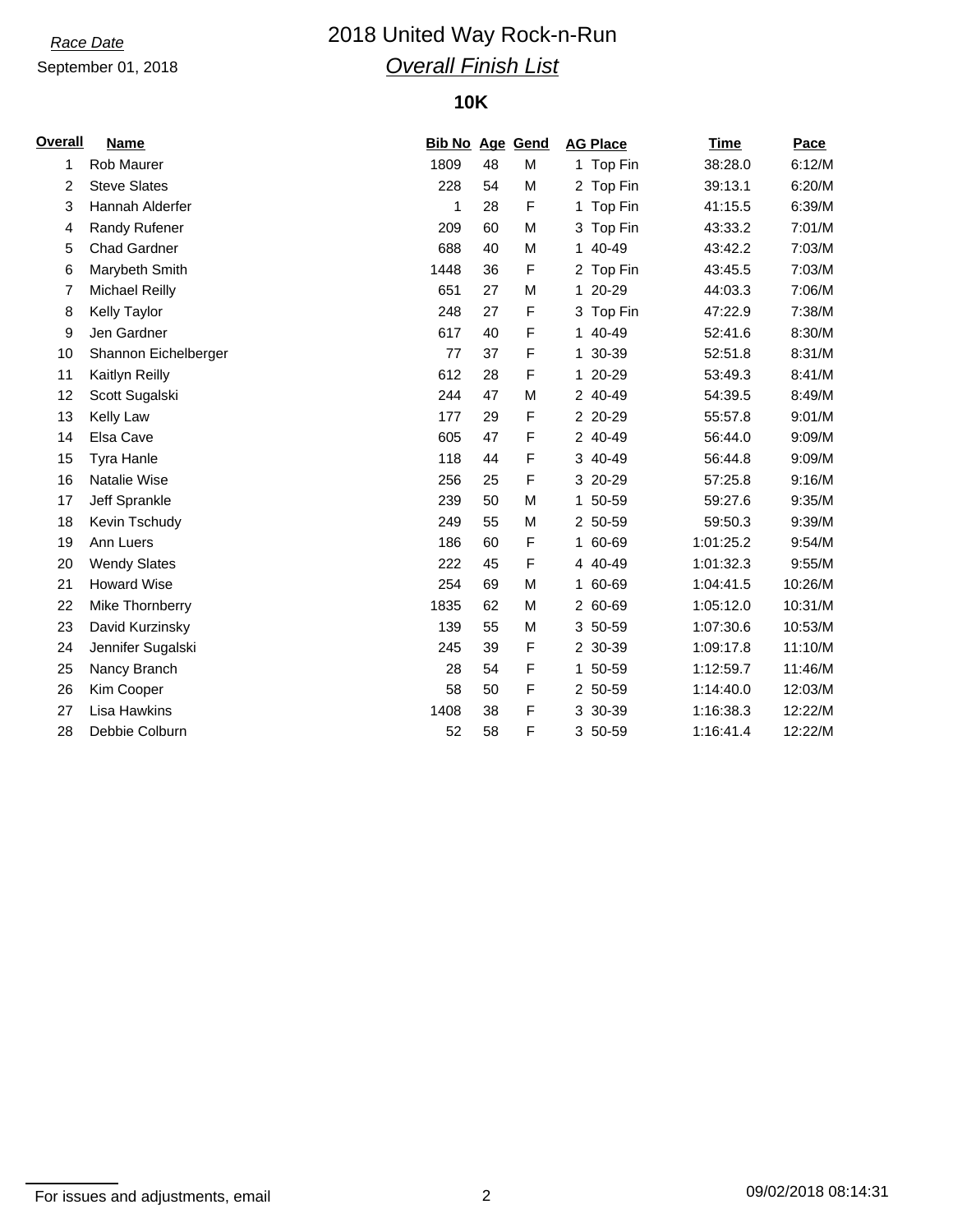*Race Date*

September 01, 2018

# 2018 United Way Rock-n-Run

## *Overall Finish List*

### 10K

| Overall | Name | Bib No | Age | Gend | AG Place | Time | Pace |
|---|---|---|---|---|---|---|---|
| 1 | Rob Maurer | 1809 | 48 | M | 1 Top Fin | 38:28.0 | 6:12/M |
| 2 | Steve Slates | 228 | 54 | M | 2 Top Fin | 39:13.1 | 6:20/M |
| 3 | Hannah Alderfer | 1 | 28 | F | 1 Top Fin | 41:15.5 | 6:39/M |
| 4 | Randy Rufener | 209 | 60 | M | 3 Top Fin | 43:33.2 | 7:01/M |
| 5 | Chad Gardner | 688 | 40 | M | 1 40-49 | 43:42.2 | 7:03/M |
| 6 | Marybeth Smith | 1448 | 36 | F | 2 Top Fin | 43:45.5 | 7:03/M |
| 7 | Michael Reilly | 651 | 27 | M | 1 20-29 | 44:03.3 | 7:06/M |
| 8 | Kelly Taylor | 248 | 27 | F | 3 Top Fin | 47:22.9 | 7:38/M |
| 9 | Jen Gardner | 617 | 40 | F | 1 40-49 | 52:41.6 | 8:30/M |
| 10 | Shannon Eichelberger | 77 | 37 | F | 1 30-39 | 52:51.8 | 8:31/M |
| 11 | Kaitlyn Reilly | 612 | 28 | F | 1 20-29 | 53:49.3 | 8:41/M |
| 12 | Scott Sugalski | 244 | 47 | M | 2 40-49 | 54:39.5 | 8:49/M |
| 13 | Kelly Law | 177 | 29 | F | 2 20-29 | 55:57.8 | 9:01/M |
| 14 | Elsa Cave | 605 | 47 | F | 2 40-49 | 56:44.0 | 9:09/M |
| 15 | Tyra Hanle | 118 | 44 | F | 3 40-49 | 56:44.8 | 9:09/M |
| 16 | Natalie Wise | 256 | 25 | F | 3 20-29 | 57:25.8 | 9:16/M |
| 17 | Jeff Sprankle | 239 | 50 | M | 1 50-59 | 59:27.6 | 9:35/M |
| 18 | Kevin Tschudy | 249 | 55 | M | 2 50-59 | 59:50.3 | 9:39/M |
| 19 | Ann Luers | 186 | 60 | F | 1 60-69 | 1:01:25.2 | 9:54/M |
| 20 | Wendy Slates | 222 | 45 | F | 4 40-49 | 1:01:32.3 | 9:55/M |
| 21 | Howard Wise | 254 | 69 | M | 1 60-69 | 1:04:41.5 | 10:26/M |
| 22 | Mike Thornberry | 1835 | 62 | M | 2 60-69 | 1:05:12.0 | 10:31/M |
| 23 | David Kurzinsky | 139 | 55 | M | 3 50-59 | 1:07:30.6 | 10:53/M |
| 24 | Jennifer Sugalski | 245 | 39 | F | 2 30-39 | 1:09:17.8 | 11:10/M |
| 25 | Nancy Branch | 28 | 54 | F | 1 50-59 | 1:12:59.7 | 11:46/M |
| 26 | Kim Cooper | 58 | 50 | F | 2 50-59 | 1:14:40.0 | 12:03/M |
| 27 | Lisa Hawkins | 1408 | 38 | F | 3 30-39 | 1:16:38.3 | 12:22/M |
| 28 | Debbie Colburn | 52 | 58 | F | 3 50-59 | 1:16:41.4 | 12:22/M |

For issues and adjustments, email

09/02/2018 08:14:31